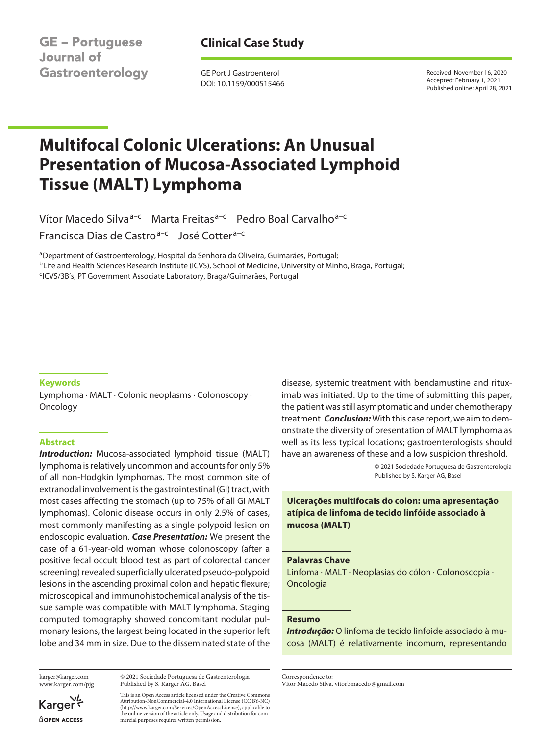GE – Portuguese Journal of Gastroenterology

**Clinical Case Study**

GE Port J Gastroenterol
DOI: 10.1159/000515466

Received: November 16, 2020
Accepted: February 1, 2021
Published online: April 28, 2021

# Multifocal Colonic Ulcerations: An Unusual Presentation of Mucosa-Associated Lymphoid Tissue (MALT) Lymphoma

Vítor Macedo Silva[a–c] Marta Freitas[a–c] Pedro Boal Carvalho[a–c] Francisca Dias de Castro[a–c] José Cotter[a–c]

[a]Department of Gastroenterology, Hospital da Senhora da Oliveira, Guimarães, Portugal;
[b]Life and Health Sciences Research Institute (ICVS), School of Medicine, University of Minho, Braga, Portugal;
[c]ICVS/3B's, PT Government Associate Laboratory, Braga/Guimarães, Portugal

## Keywords

Lymphoma · MALT · Colonic neoplasms · Colonoscopy · Oncology

## Abstract

***Introduction:*** Mucosa-associated lymphoid tissue (MALT) lymphoma is relatively uncommon and accounts for only 5% of all non-Hodgkin lymphomas. The most common site of extranodal involvement is the gastrointestinal (GI) tract, with most cases affecting the stomach (up to 75% of all GI MALT lymphomas). Colonic disease occurs in only 2.5% of cases, most commonly manifesting as a single polypoid lesion on endoscopic evaluation. ***Case Presentation:*** We present the case of a 61-year-old woman whose colonoscopy (after a positive fecal occult blood test as part of colorectal cancer screening) revealed superficially ulcerated pseudo-polypoid lesions in the ascending proximal colon and hepatic flexure; microscopical and immunohistochemical analysis of the tissue sample was compatible with MALT lymphoma. Staging computed tomography showed concomitant nodular pulmonary lesions, the largest being located in the superior left lobe and 34 mm in size. Due to the disseminated state of the disease, systemic treatment with bendamustine and rituximab was initiated. Up to the time of submitting this paper, the patient was still asymptomatic and under chemotherapy treatment. ***Conclusion:*** With this case report, we aim to demonstrate the diversity of presentation of MALT lymphoma as well as its less typical locations; gastroenterologists should have an awareness of these and a low suspicion threshold.

© 2021 Sociedade Portuguesa de Gastrenterologia
Published by S. Karger AG, Basel

**Ulcerações multifocais do colon: uma apresentação atípica de linfoma de tecido linfóide associado à mucosa (MALT)**

## Palavras Chave

Linfoma · MALT · Neoplasias do cólon · Colonoscopia · Oncologia

## Resumo

***Introdução:*** O linfoma de tecido linfoide associado à mucosa (MALT) é relativamente incomum, representando

karger@karger.com
www.karger.com/pjg

© 2021 Sociedade Portuguesa de Gastrenterologia
Published by S. Karger AG, Basel

This is an Open Access article licensed under the Creative Commons Attribution-NonCommercial-4.0 International License (CC BY-NC) (http://www.karger.com/Services/OpenAccessLicense), applicable to the online version of the article only. Usage and distribution for commercial purposes requires written permission.

Correspondence to:
Vítor Macedo Silva, vitorbmacedo@gmail.com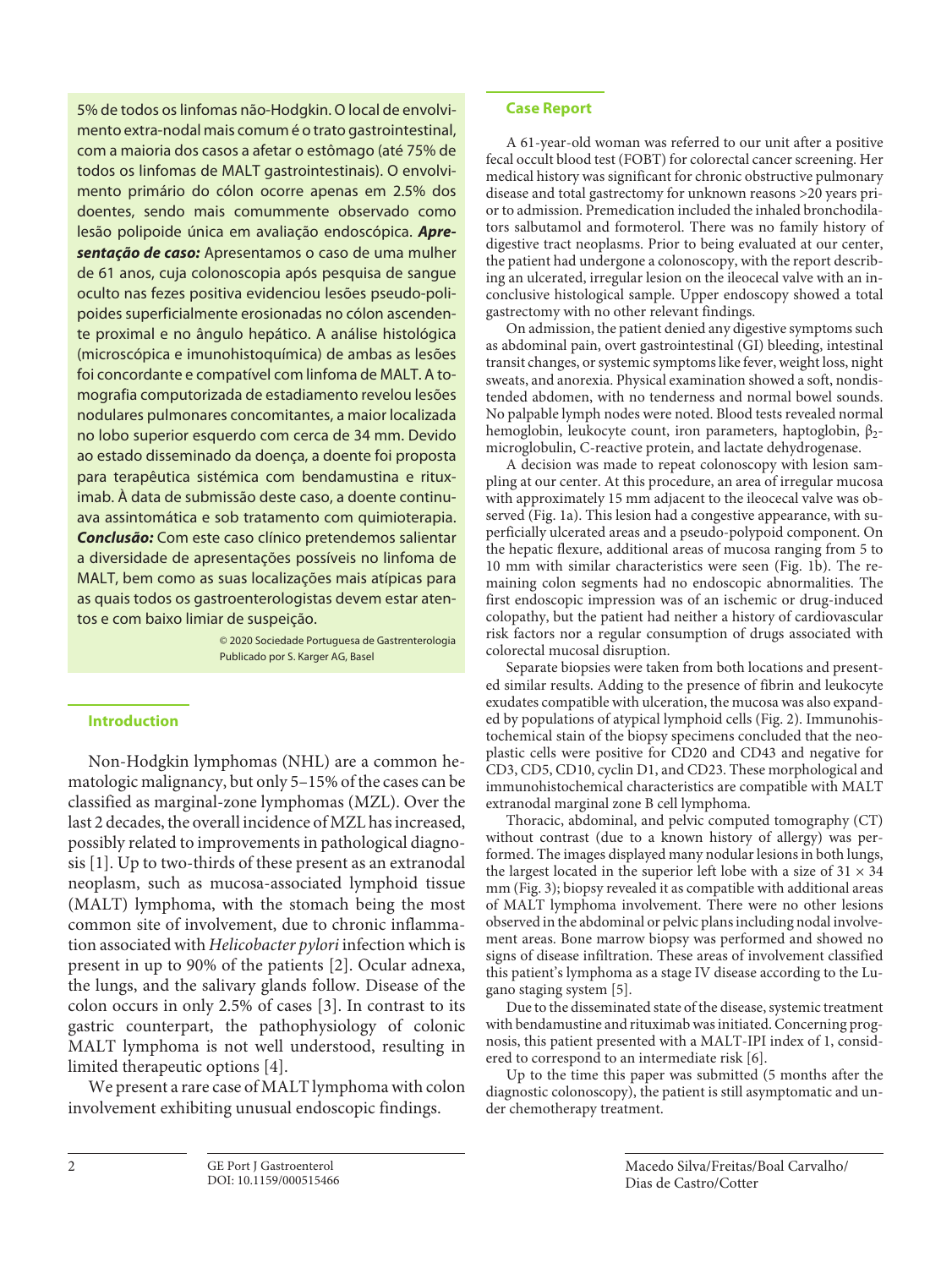5% de todos os linfomas não-Hodgkin. O local de envolvimento extra-nodal mais comum é o trato gastrointestinal, com a maioria dos casos a afetar o estômago (até 75% de todos os linfomas de MALT gastrointestinais). O envolvimento primário do cólon ocorre apenas em 2.5% dos doentes, sendo mais comummente observado como lesão polipoide única em avaliação endoscópica. ***Apresentação de caso:*** Apresentamos o caso de uma mulher de 61 anos, cuja colonoscopia após pesquisa de sangue oculto nas fezes positiva evidenciou lesões pseudo-polipoides superficialmente erosionadas no cólon ascendente proximal e no ângulo hepático. A análise histológica (microscópica e imunohistoquímica) de ambas as lesões foi concordante e compatível com linfoma de MALT. A tomografia computorizada de estadiamento revelou lesões nodulares pulmonares concomitantes, a maior localizada no lobo superior esquerdo com cerca de 34 mm. Devido ao estado disseminado da doença, a doente foi proposta para terapêutica sistémica com bendamustina e rituximab. À data de submissão deste caso, a doente continuava assintomática e sob tratamento com quimioterapia. ***Conclusão:*** Com este caso clínico pretendemos salientar a diversidade de apresentações possíveis no linfoma de MALT, bem como as suas localizações mais atípicas para as quais todos os gastroenterologistas devem estar atentos e com baixo limiar de suspeição.

© 2020 Sociedade Portuguesa de Gastrenterologia
Publicado por S. Karger AG, Basel

## Introduction

Non-Hodgkin lymphomas (NHL) are a common hematologic malignancy, but only 5–15% of the cases can be classified as marginal-zone lymphomas (MZL). Over the last 2 decades, the overall incidence of MZL has increased, possibly related to improvements in pathological diagnosis [1]. Up to two-thirds of these present as an extranodal neoplasm, such as mucosa-associated lymphoid tissue (MALT) lymphoma, with the stomach being the most common site of involvement, due to chronic inflammation associated with *Helicobacter pylori* infection which is present in up to 90% of the patients [2]. Ocular adnexa, the lungs, and the salivary glands follow. Disease of the colon occurs in only 2.5% of cases [3]. In contrast to its gastric counterpart, the pathophysiology of colonic MALT lymphoma is not well understood, resulting in limited therapeutic options [4].

We present a rare case of MALT lymphoma with colon involvement exhibiting unusual endoscopic findings.

## Case Report

A 61-year-old woman was referred to our unit after a positive fecal occult blood test (FOBT) for colorectal cancer screening. Her medical history was significant for chronic obstructive pulmonary disease and total gastrectomy for unknown reasons >20 years prior to admission. Premedication included the inhaled bronchodilators salbutamol and formoterol. There was no family history of digestive tract neoplasms. Prior to being evaluated at our center, the patient had undergone a colonoscopy, with the report describing an ulcerated, irregular lesion on the ileocecal valve with an inconclusive histological sample. Upper endoscopy showed a total gastrectomy with no other relevant findings.

On admission, the patient denied any digestive symptoms such as abdominal pain, overt gastrointestinal (GI) bleeding, intestinal transit changes, or systemic symptoms like fever, weight loss, night sweats, and anorexia. Physical examination showed a soft, nondistended abdomen, with no tenderness and normal bowel sounds. No palpable lymph nodes were noted. Blood tests revealed normal hemoglobin, leukocyte count, iron parameters, haptoglobin, $\beta_2$-microglobulin, C-reactive protein, and lactate dehydrogenase.

A decision was made to repeat colonoscopy with lesion sampling at our center. At this procedure, an area of irregular mucosa with approximately 15 mm adjacent to the ileocecal valve was observed (Fig. 1a). This lesion had a congestive appearance, with superficially ulcerated areas and a pseudo-polypoid component. On the hepatic flexure, additional areas of mucosa ranging from 5 to 10 mm with similar characteristics were seen (Fig. 1b). The remaining colon segments had no endoscopic abnormalities. The first endoscopic impression was of an ischemic or drug-induced colopathy, but the patient had neither a history of cardiovascular risk factors nor a regular consumption of drugs associated with colorectal mucosal disruption.

Separate biopsies were taken from both locations and presented similar results. Adding to the presence of fibrin and leukocyte exudates compatible with ulceration, the mucosa was also expanded by populations of atypical lymphoid cells (Fig. 2). Immunohistochemical stain of the biopsy specimens concluded that the neoplastic cells were positive for CD20 and CD43 and negative for CD3, CD5, CD10, cyclin D1, and CD23. These morphological and immunohistochemical characteristics are compatible with MALT extranodal marginal zone B cell lymphoma.

Thoracic, abdominal, and pelvic computed tomography (CT) without contrast (due to a known history of allergy) was performed. The images displayed many nodular lesions in both lungs, the largest located in the superior left lobe with a size of 31 × 34 mm (Fig. 3); biopsy revealed it as compatible with additional areas of MALT lymphoma involvement. There were no other lesions observed in the abdominal or pelvic plans including nodal involvement areas. Bone marrow biopsy was performed and showed no signs of disease infiltration. These areas of involvement classified this patient's lymphoma as a stage IV disease according to the Lugano staging system [5].

Due to the disseminated state of the disease, systemic treatment with bendamustine and rituximab was initiated. Concerning prognosis, this patient presented with a MALT-IPI index of 1, considered to correspond to an intermediate risk [6].

Up to the time this paper was submitted (5 months after the diagnostic colonoscopy), the patient is still asymptomatic and under chemotherapy treatment.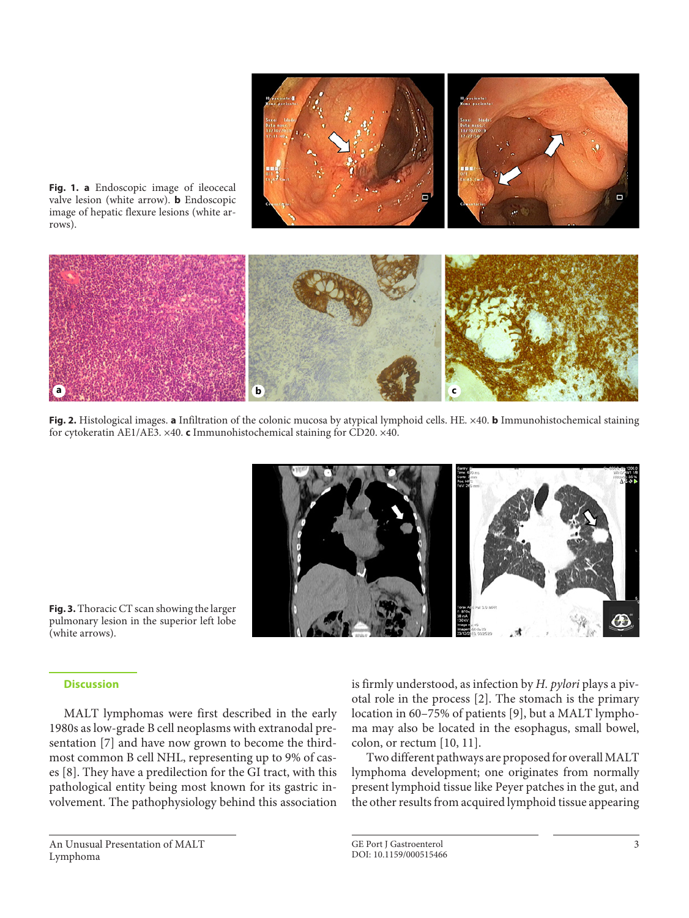**Fig. 1.** **a** Endoscopic image of ileocecal valve lesion (white arrow). **b** Endoscopic image of hepatic flexure lesions (white arrows).

**Fig. 2.** Histological images. **a** Infiltration of the colonic mucosa by atypical lymphoid cells. HE. ×40. **b** Immunohistochemical staining for cytokeratin AE1/AE3. ×40. **c** Immunohistochemical staining for CD20. ×40.

**Fig. 3.** Thoracic CT scan showing the larger pulmonary lesion in the superior left lobe (white arrows).

## Discussion

MALT lymphomas were first described in the early 1980s as low-grade B cell neoplasms with extranodal presentation [7] and have now grown to become the third-most common B cell NHL, representing up to 9% of cases [8]. They have a predilection for the GI tract, with this pathological entity being most known for its gastric involvement. The pathophysiology behind this association is firmly understood, as infection by *H. pylori* plays a pivotal role in the process [2]. The stomach is the primary location in 60–75% of patients [9], but a MALT lymphoma may also be located in the esophagus, small bowel, colon, or rectum [10, 11].

Two different pathways are proposed for overall MALT lymphoma development; one originates from normally present lymphoid tissue like Peyer patches in the gut, and the other results from acquired lymphoid tissue appearing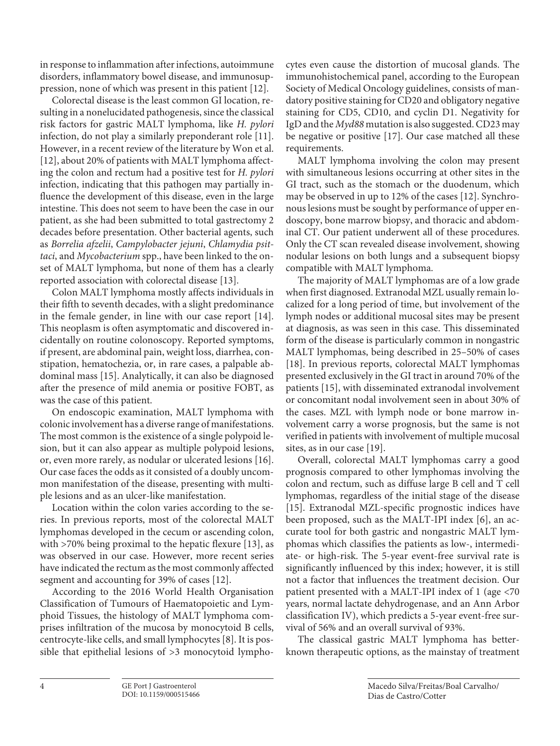in response to inflammation after infections, autoimmune disorders, inflammatory bowel disease, and immunosuppression, none of which was present in this patient [12].

Colorectal disease is the least common GI location, resulting in a nonelucidated pathogenesis, since the classical risk factors for gastric MALT lymphoma, like *H. pylori* infection, do not play a similarly preponderant role [11]. However, in a recent review of the literature by Won et al. [12], about 20% of patients with MALT lymphoma affecting the colon and rectum had a positive test for *H. pylori* infection, indicating that this pathogen may partially influence the development of this disease, even in the large intestine. This does not seem to have been the case in our patient, as she had been submitted to total gastrectomy 2 decades before presentation. Other bacterial agents, such as *Borrelia afzelii*, *Campylobacter jejuni*, *Chlamydia psittaci*, and *Mycobacterium* spp., have been linked to the onset of MALT lymphoma, but none of them has a clearly reported association with colorectal disease [13].

Colon MALT lymphoma mostly affects individuals in their fifth to seventh decades, with a slight predominance in the female gender, in line with our case report [14]. This neoplasm is often asymptomatic and discovered incidentally on routine colonoscopy. Reported symptoms, if present, are abdominal pain, weight loss, diarrhea, constipation, hematochezia, or, in rare cases, a palpable abdominal mass [15]. Analytically, it can also be diagnosed after the presence of mild anemia or positive FOBT, as was the case of this patient.

On endoscopic examination, MALT lymphoma with colonic involvement has a diverse range of manifestations. The most common is the existence of a single polypoid lesion, but it can also appear as multiple polypoid lesions, or, even more rarely, as nodular or ulcerated lesions [16]. Our case faces the odds as it consisted of a doubly uncommon manifestation of the disease, presenting with multiple lesions and as an ulcer-like manifestation.

Location within the colon varies according to the series. In previous reports, most of the colorectal MALT lymphomas developed in the cecum or ascending colon, with >70% being proximal to the hepatic flexure [13], as was observed in our case. However, more recent series have indicated the rectum as the most commonly affected segment and accounting for 39% of cases [12].

According to the 2016 World Health Organisation Classification of Tumours of Haematopoietic and Lymphoid Tissues, the histology of MALT lymphoma comprises infiltration of the mucosa by monocytoid B cells, centrocyte-like cells, and small lymphocytes [8]. It is possible that epithelial lesions of >3 monocytoid lymphocytes even cause the distortion of mucosal glands. The immunohistochemical panel, according to the European Society of Medical Oncology guidelines, consists of mandatory positive staining for CD20 and obligatory negative staining for CD5, CD10, and cyclin D1. Negativity for IgD and the *Myd88* mutation is also suggested. CD23 may be negative or positive [17]. Our case matched all these requirements.

MALT lymphoma involving the colon may present with simultaneous lesions occurring at other sites in the GI tract, such as the stomach or the duodenum, which may be observed in up to 12% of the cases [12]. Synchronous lesions must be sought by performance of upper endoscopy, bone marrow biopsy, and thoracic and abdominal CT. Our patient underwent all of these procedures. Only the CT scan revealed disease involvement, showing nodular lesions on both lungs and a subsequent biopsy compatible with MALT lymphoma.

The majority of MALT lymphomas are of a low grade when first diagnosed. Extranodal MZL usually remain localized for a long period of time, but involvement of the lymph nodes or additional mucosal sites may be present at diagnosis, as was seen in this case. This disseminated form of the disease is particularly common in nongastric MALT lymphomas, being described in 25–50% of cases [18]. In previous reports, colorectal MALT lymphomas presented exclusively in the GI tract in around 70% of the patients [15], with disseminated extranodal involvement or concomitant nodal involvement seen in about 30% of the cases. MZL with lymph node or bone marrow involvement carry a worse prognosis, but the same is not verified in patients with involvement of multiple mucosal sites, as in our case [19].

Overall, colorectal MALT lymphomas carry a good prognosis compared to other lymphomas involving the colon and rectum, such as diffuse large B cell and T cell lymphomas, regardless of the initial stage of the disease [15]. Extranodal MZL-specific prognostic indices have been proposed, such as the MALT-IPI index [6], an accurate tool for both gastric and nongastric MALT lymphomas which classifies the patients as low-, intermediate- or high-risk. The 5-year event-free survival rate is significantly influenced by this index; however, it is still not a factor that influences the treatment decision. Our patient presented with a MALT-IPI index of 1 (age <70 years, normal lactate dehydrogenase, and an Ann Arbor classification IV), which predicts a 5-year event-free survival of 56% and an overall survival of 93%.

The classical gastric MALT lymphoma has better-known therapeutic options, as the mainstay of treatment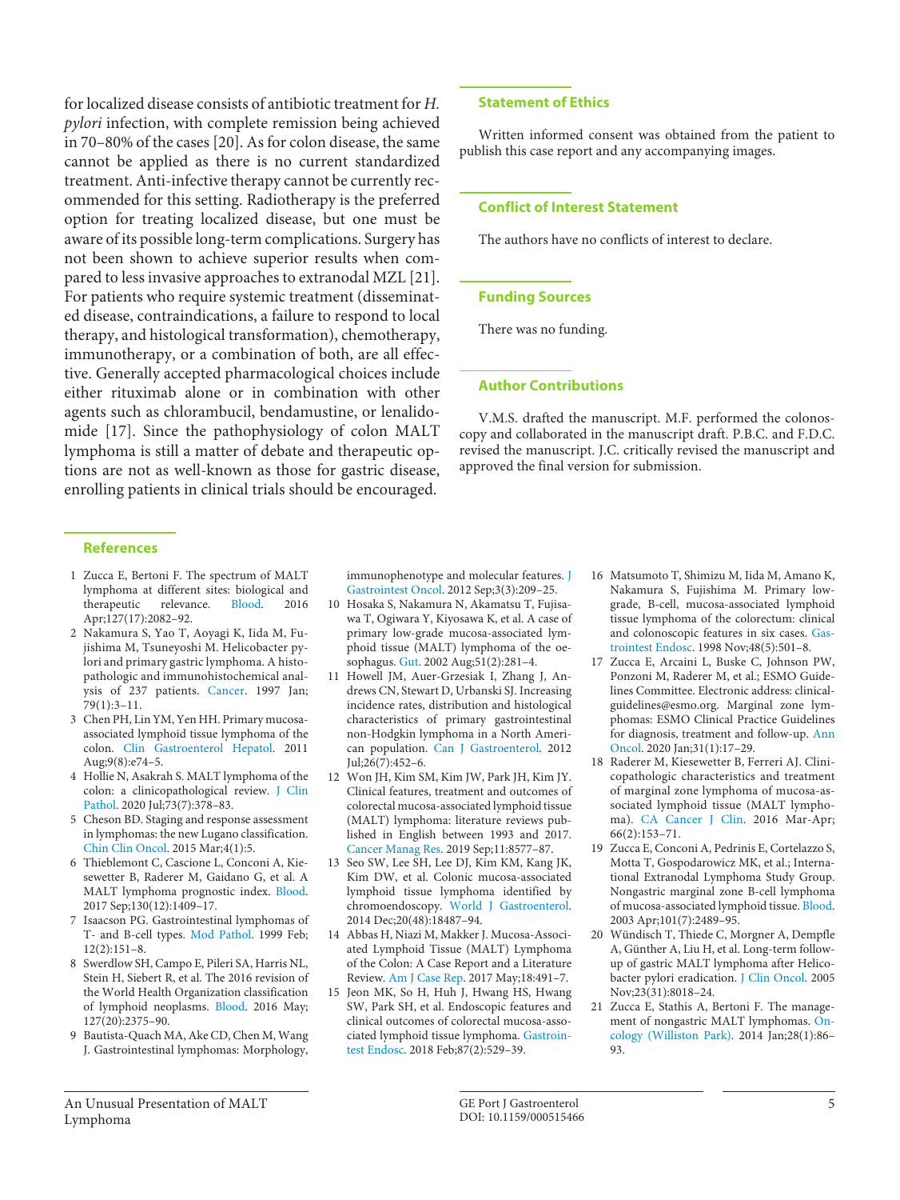for localized disease consists of antibiotic treatment for *H. pylori* infection, with complete remission being achieved in 70–80% of the cases [20]. As for colon disease, the same cannot be applied as there is no current standardized treatment. Anti-infective therapy cannot be currently recommended for this setting. Radiotherapy is the preferred option for treating localized disease, but one must be aware of its possible long-term complications. Surgery has not been shown to achieve superior results when compared to less invasive approaches to extranodal MZL [21]. For patients who require systemic treatment (disseminated disease, contraindications, a failure to respond to local therapy, and histological transformation), chemotherapy, immunotherapy, or a combination of both, are all effective. Generally accepted pharmacological choices include either rituximab alone or in combination with other agents such as chlorambucil, bendamustine, or lenalidomide [17]. Since the pathophysiology of colon MALT lymphoma is still a matter of debate and therapeutic options are not as well-known as those for gastric disease, enrolling patients in clinical trials should be encouraged.

## Statement of Ethics

Written informed consent was obtained from the patient to publish this case report and any accompanying images.

## Conflict of Interest Statement

The authors have no conflicts of interest to declare.

## Funding Sources

There was no funding.

## Author Contributions

V.M.S. drafted the manuscript. M.F. performed the colonoscopy and collaborated in the manuscript draft. P.B.C. and F.D.C. revised the manuscript. J.C. critically revised the manuscript and approved the final version for submission.

## References

1. Zucca E, Bertoni F. The spectrum of MALT lymphoma at different sites: biological and therapeutic relevance. Blood. 2016 Apr;127(17):2082–92.
2. Nakamura S, Yao T, Aoyagi K, Iida M, Fujishima M, Tsuneyoshi M. Helicobacter pylori and primary gastric lymphoma. A histopathologic and immunohistochemical analysis of 237 patients. Cancer. 1997 Jan; 79(1):3–11.
3. Chen PH, Lin YM, Yen HH. Primary mucosa-associated lymphoid tissue lymphoma of the colon. Clin Gastroenterol Hepatol. 2011 Aug;9(8):e74–5.
4. Hollie N, Asakrah S. MALT lymphoma of the colon: a clinicopathological review. J Clin Pathol. 2020 Jul;73(7):378–83.
5. Cheson BD. Staging and response assessment in lymphomas: the new Lugano classification. Chin Clin Oncol. 2015 Mar;4(1):5.
6. Thieblemont C, Cascione L, Conconi A, Kiesewetter B, Raderer M, Gaidano G, et al. A MALT lymphoma prognostic index. Blood. 2017 Sep;130(12):1409–17.
7. Isaacson PG. Gastrointestinal lymphomas of T- and B-cell types. Mod Pathol. 1999 Feb; 12(2):151–8.
8. Swerdlow SH, Campo E, Pileri SA, Harris NL, Stein H, Siebert R, et al. The 2016 revision of the World Health Organization classification of lymphoid neoplasms. Blood. 2016 May; 127(20):2375–90.
9. Bautista-Quach MA, Ake CD, Chen M, Wang J. Gastrointestinal lymphomas: Morphology, immunophenotype and molecular features. J Gastrointest Oncol. 2012 Sep;3(3):209–25.
10. Hosaka S, Nakamura N, Akamatsu T, Fujisawa T, Ogiwara Y, Kiyosawa K, et al. A case of primary low-grade mucosa-associated lymphoid tissue (MALT) lymphoma of the oesophagus. Gut. 2002 Aug;51(2):281–4.
11. Howell JM, Auer-Grzesiak I, Zhang J, Andrews CN, Stewart D, Urbanski SJ. Increasing incidence rates, distribution and histological characteristics of primary gastrointestinal non-Hodgkin lymphoma in a North American population. Can J Gastroenterol. 2012 Jul;26(7):452–6.
12. Won JH, Kim SM, Kim JW, Park JH, Kim JY. Clinical features, treatment and outcomes of colorectal mucosa-associated lymphoid tissue (MALT) lymphoma: literature reviews published in English between 1993 and 2017. Cancer Manag Res. 2019 Sep;11:8577–87.
13. Seo SW, Lee SH, Lee DJ, Kim KM, Kang JK, Kim DW, et al. Colonic mucosa-associated lymphoid tissue lymphoma identified by chromoendoscopy. World J Gastroenterol. 2014 Dec;20(48):18487–94.
14. Abbas H, Niazi M, Makker J. Mucosa-Associated Lymphoid Tissue (MALT) Lymphoma of the Colon: A Case Report and a Literature Review. Am J Case Rep. 2017 May;18:491–7.
15. Jeon MK, So H, Huh J, Hwang HS, Hwang SW, Park SH, et al. Endoscopic features and clinical outcomes of colorectal mucosa-associated lymphoid tissue lymphoma. Gastrointest Endosc. 2018 Feb;87(2):529–39.
16. Matsumoto T, Shimizu M, Iida M, Amano K, Nakamura S, Fujishima M. Primary low-grade, B-cell, mucosa-associated lymphoid tissue lymphoma of the colorectum: clinical and colonoscopic features in six cases. Gastrointest Endosc. 1998 Nov;48(5):501–8.
17. Zucca E, Arcaini L, Buske C, Johnson PW, Ponzoni M, Raderer M, et al.; ESMO Guidelines Committee. Electronic address: clinicalguidelines@esmo.org. Marginal zone lymphomas: ESMO Clinical Practice Guidelines for diagnosis, treatment and follow-up. Ann Oncol. 2020 Jan;31(1):17–29.
18. Raderer M, Kiesewetter B, Ferreri AJ. Clinicopathologic characteristics and treatment of marginal zone lymphoma of mucosa-associated lymphoid tissue (MALT lymphoma). CA Cancer J Clin. 2016 Mar-Apr; 66(2):153–71.
19. Zucca E, Conconi A, Pedrinis E, Cortelazzo S, Motta T, Gospodarowicz MK, et al.; International Extranodal Lymphoma Study Group. Nongastric marginal zone B-cell lymphoma of mucosa-associated lymphoid tissue. Blood. 2003 Apr;101(7):2489–95.
20. Wündisch T, Thiede C, Morgner A, Dempfle A, Günther A, Liu H, et al. Long-term follow-up of gastric MALT lymphoma after Helicobacter pylori eradication. J Clin Oncol. 2005 Nov;23(31):8018–24.
21. Zucca E, Stathis A, Bertoni F. The management of nongastric MALT lymphomas. Oncology (Williston Park). 2014 Jan;28(1):86–93.